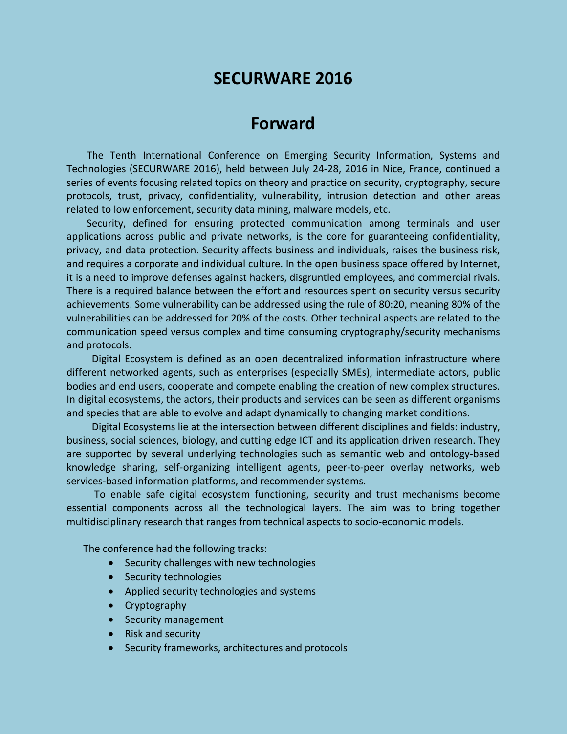# SECURWARE 2016

## Forward

The Tenth International Conference on Emerging Security Information, Systems and Technologies (SECURWARE 2016), held between July 24-28, 2016 in Nice, France, continued a series of events focusing related topics on theory and practice on security, cryptography, secure protocols, trust, privacy, confidentiality, vulnerability, intrusion detection and other areas related to low enforcement, security data mining, malware models, etc.

Security, defined for ensuring protected communication among terminals and user applications across public and private networks, is the core for guaranteeing confidentiality, privacy, and data protection. Security affects business and individuals, raises the business risk, and requires a corporate and individual culture. In the open business space offered by Internet, it is a need to improve defenses against hackers, disgruntled employees, and commercial rivals. There is a required balance between the effort and resources spent on security versus security achievements. Some vulnerability can be addressed using the rule of 80:20, meaning 80% of the vulnerabilities can be addressed for 20% of the costs. Other technical aspects are related to the communication speed versus complex and time consuming cryptography/security mechanisms and protocols.

Digital Ecosystem is defined as an open decentralized information infrastructure where different networked agents, such as enterprises (especially SMEs), intermediate actors, public bodies and end users, cooperate and compete enabling the creation of new complex structures. In digital ecosystems, the actors, their products and services can be seen as different organisms and species that are able to evolve and adapt dynamically to changing market conditions.

Digital Ecosystems lie at the intersection between different disciplines and fields: industry, business, social sciences, biology, and cutting edge ICT and its application driven research. They are supported by several underlying technologies such as semantic web and ontology-based knowledge sharing, self-organizing intelligent agents, peer-to-peer overlay networks, web services-based information platforms, and recommender systems.

To enable safe digital ecosystem functioning, security and trust mechanisms become essential components across all the technological layers. The aim was to bring together multidisciplinary research that ranges from technical aspects to socio-economic models.

The conference had the following tracks:

- Security challenges with new technologies
- Security technologies
- Applied security technologies and systems
- Cryptography
- Security management
- Risk and security
- Security frameworks, architectures and protocols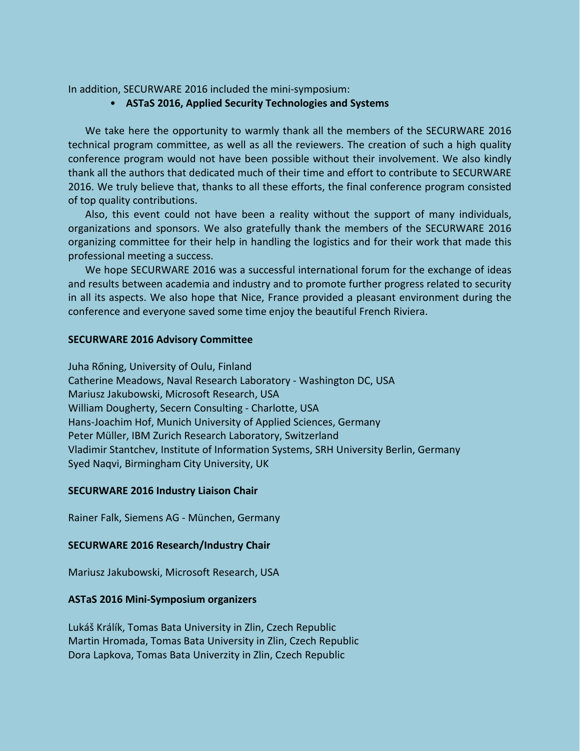In addition, SECURWARE 2016 included the mini-symposium:

- **ASTaS 2016, Applied Security Technologies and Systems**

We take here the opportunity to warmly thank all the members of the SECURWARE 2016 technical program committee, as well as all the reviewers. The creation of such a high quality conference program would not have been possible without their involvement. We also kindly thank all the authors that dedicated much of their time and effort to contribute to SECURWARE 2016. We truly believe that, thanks to all these efforts, the final conference program consisted of top quality contributions.

Also, this event could not have been a reality without the support of many individuals, organizations and sponsors. We also gratefully thank the members of the SECURWARE 2016 organizing committee for their help in handling the logistics and for their work that made this professional meeting a success.

We hope SECURWARE 2016 was a successful international forum for the exchange of ideas and results between academia and industry and to promote further progress related to security in all its aspects. We also hope that Nice, France provided a pleasant environment during the conference and everyone saved some time enjoy the beautiful French Riviera.

**SECURWARE 2016 Advisory Committee**

Juha Rőning, University of Oulu, Finland
Catherine Meadows, Naval Research Laboratory - Washington DC, USA
Mariusz Jakubowski, Microsoft Research, USA
William Dougherty, Secern Consulting - Charlotte, USA
Hans-Joachim Hof, Munich University of Applied Sciences, Germany
Peter Müller, IBM Zurich Research Laboratory, Switzerland
Vladimir Stantchev, Institute of Information Systems, SRH University Berlin, Germany
Syed Naqvi, Birmingham City University, UK

**SECURWARE 2016 Industry Liaison Chair**

Rainer Falk, Siemens AG - München, Germany

**SECURWARE 2016 Research/Industry Chair**

Mariusz Jakubowski, Microsoft Research, USA

**ASTaS 2016 Mini-Symposium organizers**

Lukáš Králík, Tomas Bata University in Zlin, Czech Republic
Martin Hromada, Tomas Bata University in Zlin, Czech Republic
Dora Lapkova, Tomas Bata Univerzity in Zlin, Czech Republic